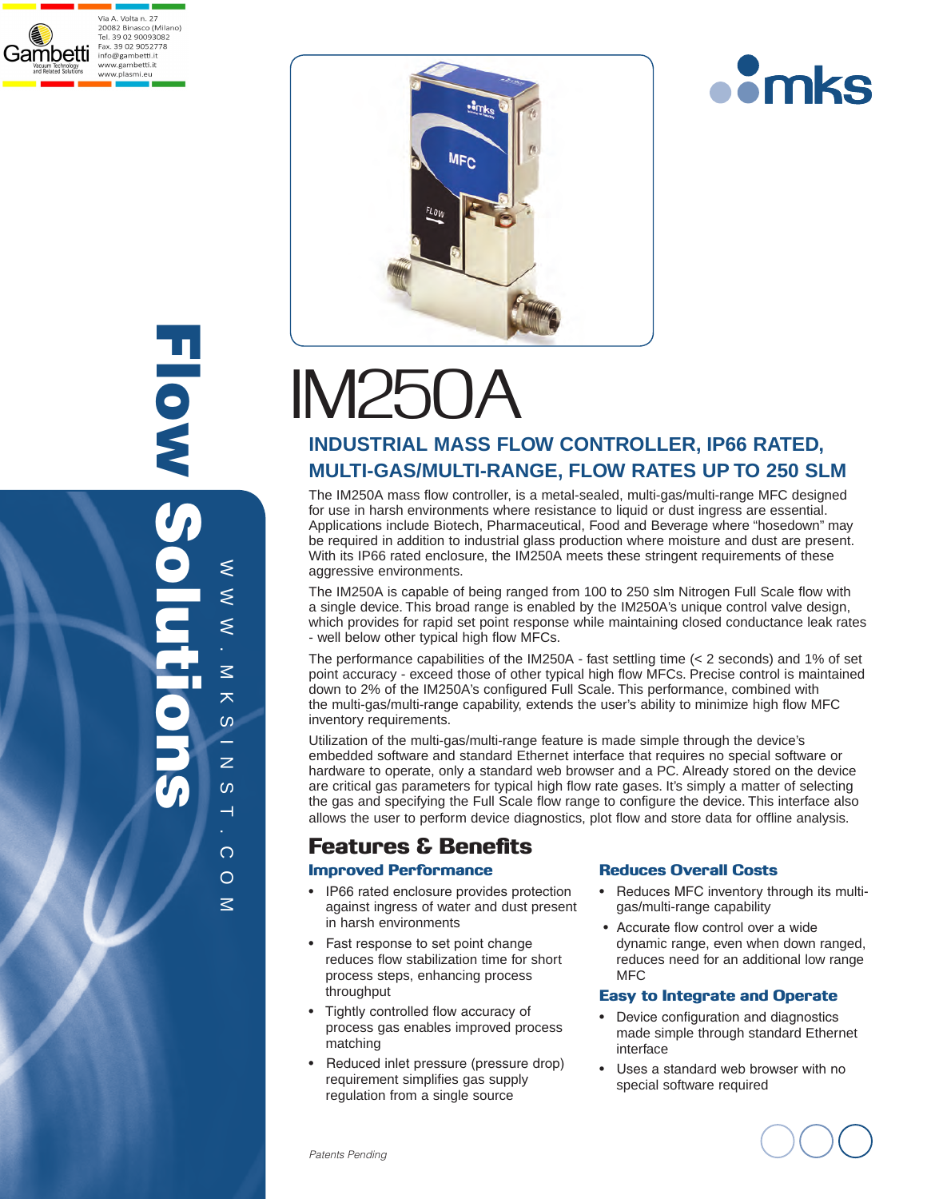Via A. Volta n. 27
20082 Binasco (Milano)
Tel. 39 02 90093082
Fax. 39 02 9052778
info@gambetti.it
www.gambetti.it
www.plasmi.eu

Flow Solutions

WWW.MKSINST.COM

# IM250A

## INDUSTRIAL MASS FLOW CONTROLLER, IP66 RATED, MULTI-GAS/MULTI-RANGE, FLOW RATES UP TO 250 SLM

The IM250A mass flow controller, is a metal-sealed, multi-gas/multi-range MFC designed for use in harsh environments where resistance to liquid or dust ingress are essential. Applications include Biotech, Pharmaceutical, Food and Beverage where "hosedown" may be required in addition to industrial glass production where moisture and dust are present. With its IP66 rated enclosure, the IM250A meets these stringent requirements of these aggressive environments.

The IM250A is capable of being ranged from 100 to 250 slm Nitrogen Full Scale flow with a single device. This broad range is enabled by the IM250A's unique control valve design, which provides for rapid set point response while maintaining closed conductance leak rates - well below other typical high flow MFCs.

The performance capabilities of the IM250A - fast settling time (< 2 seconds) and 1% of set point accuracy - exceed those of other typical high flow MFCs. Precise control is maintained down to 2% of the IM250A's configured Full Scale. This performance, combined with the multi-gas/multi-range capability, extends the user's ability to minimize high flow MFC inventory requirements.

Utilization of the multi-gas/multi-range feature is made simple through the device's embedded software and standard Ethernet interface that requires no special software or hardware to operate, only a standard web browser and a PC. Already stored on the device are critical gas parameters for typical high flow rate gases. It's simply a matter of selecting the gas and specifying the Full Scale flow range to configure the device. This interface also allows the user to perform device diagnostics, plot flow and store data for offline analysis.

## Features & Benefits

### Improved Performance

- IP66 rated enclosure provides protection against ingress of water and dust present in harsh environments
- Fast response to set point change reduces flow stabilization time for short process steps, enhancing process throughput
- Tightly controlled flow accuracy of process gas enables improved process matching
- Reduced inlet pressure (pressure drop) requirement simplifies gas supply regulation from a single source

### Reduces Overall Costs

- Reduces MFC inventory through its multi-gas/multi-range capability
- Accurate flow control over a wide dynamic range, even when down ranged, reduces need for an additional low range MFC

### Easy to Integrate and Operate

- Device configuration and diagnostics made simple through standard Ethernet interface
- Uses a standard web browser with no special software required

*Patents Pending*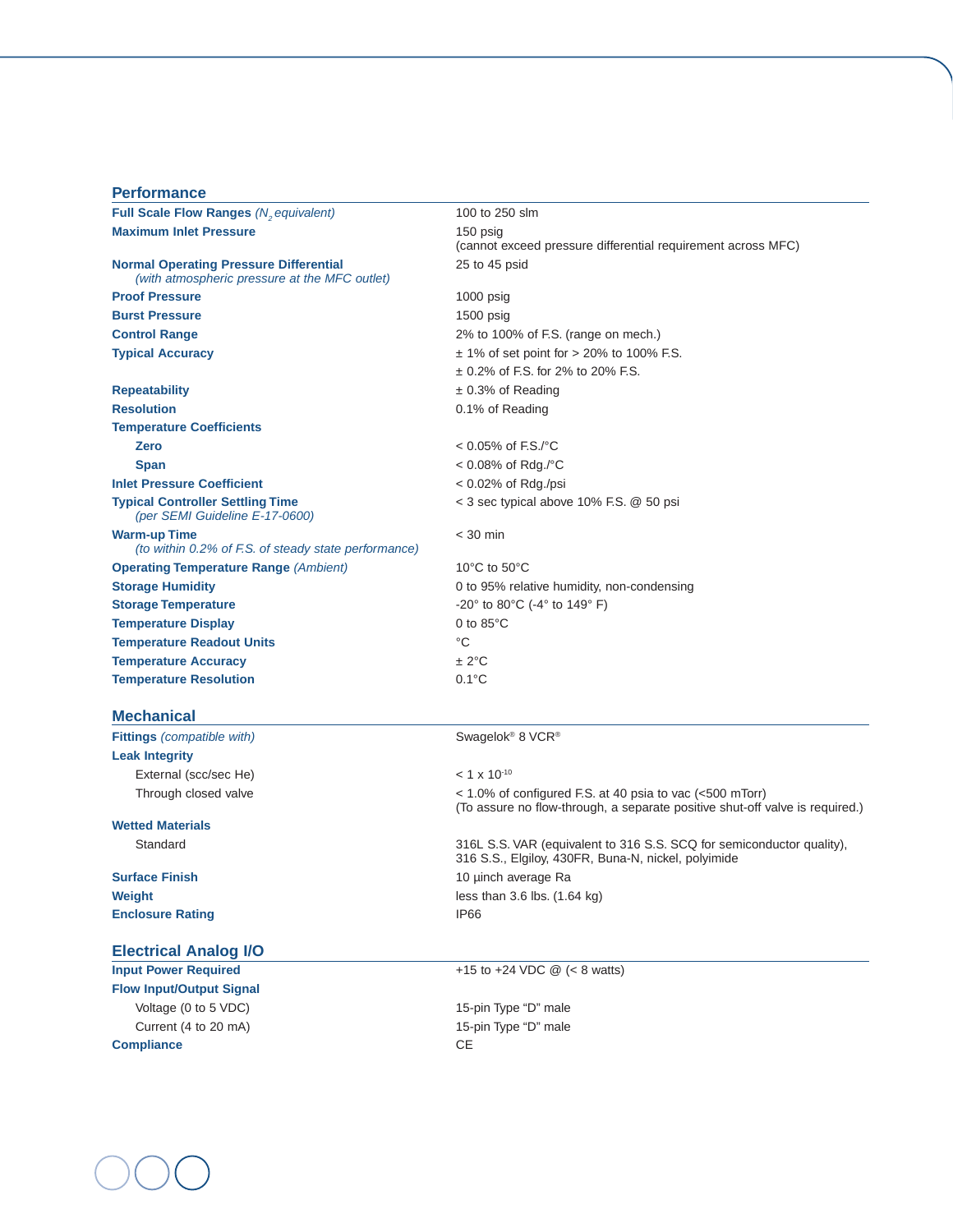## Performance

| | |
|---|---|
| **Full Scale Flow Ranges** *($N_2$ equivalent)* | 100 to 250 slm |
| **Maximum Inlet Pressure** | 150 psig<br>(cannot exceed pressure differential requirement across MFC) |
| **Normal Operating Pressure Differential**<br>*(with atmospheric pressure at the MFC outlet)* | 25 to 45 psid |
| **Proof Pressure** | 1000 psig |
| **Burst Pressure** | 1500 psig |
| **Control Range** | 2% to 100% of F.S. (range on mech.) |
| **Typical Accuracy** | ± 1% of set point for > 20% to 100% F.S.<br>± 0.2% of F.S. for 2% to 20% F.S. |
| **Repeatability** | ± 0.3% of Reading |
| **Resolution** | 0.1% of Reading |
| **Temperature Coefficients** | |
| **Zero** | < 0.05% of F.S./°C |
| **Span** | < 0.08% of Rdg./°C |
| **Inlet Pressure Coefficient** | < 0.02% of Rdg./psi |
| **Typical Controller Settling Time**<br>*(per SEMI Guideline E-17-0600)* | < 3 sec typical above 10% F.S. @ 50 psi |
| **Warm-up Time**<br>*(to within 0.2% of F.S. of steady state performance)* | < 30 min |
| **Operating Temperature Range** *(Ambient)* | 10°C to 50°C |
| **Storage Humidity** | 0 to 95% relative humidity, non-condensing |
| **Storage Temperature** | -20° to 80°C (-4° to 149° F) |
| **Temperature Display** | 0 to 85°C |
| **Temperature Readout Units** | °C |
| **Temperature Accuracy** | ± 2°C |
| **Temperature Resolution** | 0.1°C |

## Mechanical

| | |
|---|---|
| **Fittings** *(compatible with)* | Swagelok® 8 VCR® |
| **Leak Integrity** | |
| External (scc/sec He) | $< 1 \times 10^{-10}$ |
| Through closed valve | < 1.0% of configured F.S. at 40 psia to vac (<500 mTorr)<br>(To assure no flow-through, a separate positive shut-off valve is required.) |
| **Wetted Materials** | |
| Standard | 316L S.S. VAR (equivalent to 316 S.S. SCQ for semiconductor quality), 316 S.S., Elgiloy, 430FR, Buna-N, nickel, polyimide |
| **Surface Finish** | 10 µinch average Ra |
| **Weight** | less than 3.6 lbs. (1.64 kg) |
| **Enclosure Rating** | IP66 |

## Electrical Analog I/O

| | |
|---|---|
| **Input Power Required** | +15 to +24 VDC @ (< 8 watts) |
| **Flow Input/Output Signal** | |
| Voltage (0 to 5 VDC) | 15-pin Type "D" male |
| Current (4 to 20 mA) | 15-pin Type "D" male |
| **Compliance** | CE |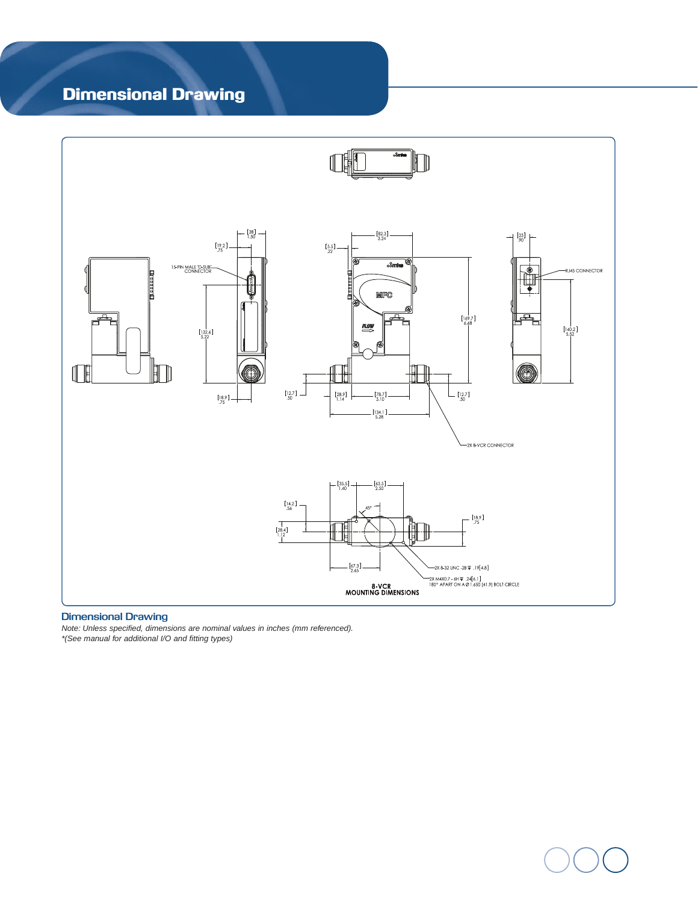# Dimensional Drawing

15-PIN MALE "D-SUB" CONNECTOR

RJ45 CONNECTOR

2X 8-VCR CONNECTOR

[38] 1.50

[19.2] .75

[132.6] 5.22

[18.9] .75

[82.3] 3.24

[5.5] .22

[169.7] 6.68

[12.7] .50

[28.9] 1.14

[78.7] 3.10

[12.7] .50

[134.1] 5.28

[23] .90

[140.2] 5.52

MFC

FLOW

[35.5] 1.40

[63.5] 2.50

[14.2] .56

45°

[28.4] 1.12

[18.9] .75

[67.3] 2.65

2X 8-32 UNC -2B ↧ .19[4.8]

2X M4X0.7 - 6H ↧ .24[6.1]
180° APART ON A Ø 1.650 [41.9] BOLT CIRCLE

8-VCR
MOUNTING DIMENSIONS

## Dimensional Drawing

*Note: Unless specified, dimensions are nominal values in inches (mm referenced).*

*\*(See manual for additional I/O and fitting types)*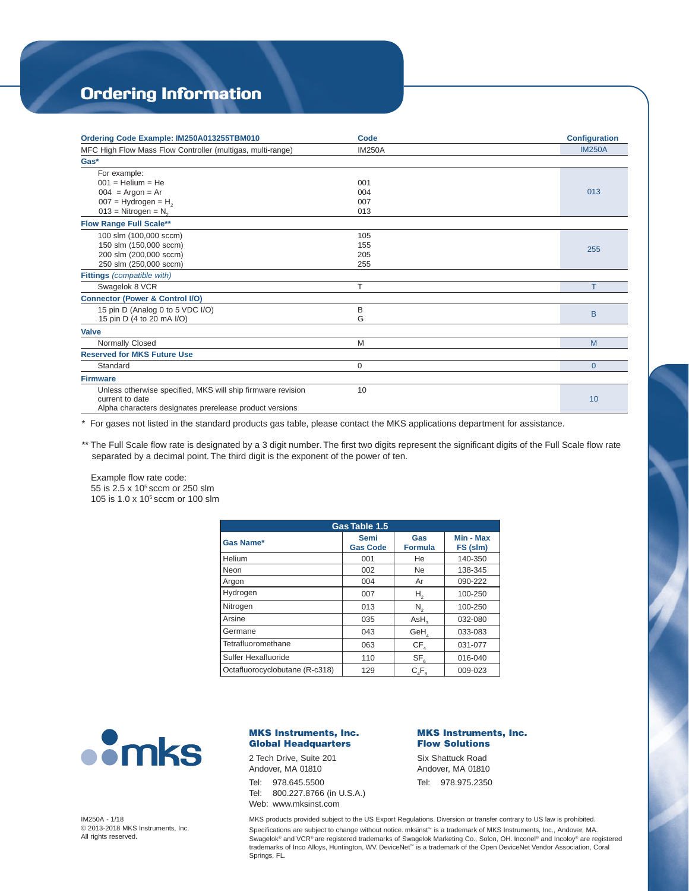# Ordering Information

| Ordering Code Example: IM250A013255TBM010 | Code | Configuration |
|---|---|---|
| MFC High Flow Mass Flow Controller (multigas, multi-range) | IM250A | IM250A |
| **Gas*** | | |
| For example:<br>001 = Helium = He<br>004 = Argon = Ar<br>007 = Hydrogen = $H_2$<br>013 = Nitrogen = $N_2$ | <br>001<br>004<br>007<br>013 | 013 |
| **Flow Range Full Scale**** | | |
| 100 slm (100,000 sccm)<br>150 slm (150,000 sccm)<br>200 slm (200,000 sccm)<br>250 slm (250,000 sccm) | 105<br>155<br>205<br>255 | 255 |
| **Fittings** *(compatible with)* | | |
| Swagelok 8 VCR | T | T |
| **Connector (Power & Control I/O)** | | |
| 15 pin D (Analog 0 to 5 VDC I/O)<br>15 pin D (4 to 20 mA I/O) | B<br>G | B |
| **Valve** | | |
| Normally Closed | M | M |
| **Reserved for MKS Future Use** | | |
| Standard | 0 | 0 |
| **Firmware** | | |
| Unless otherwise specified, MKS will ship firmware revision current to date<br>Alpha characters designates prerelease product versions | 10 | 10 |

\* For gases not listed in the standard products gas table, please contact the MKS applications department for assistance.

** The Full Scale flow rate is designated by a 3 digit number. The first two digits represent the significant digits of the Full Scale flow rate separated by a decimal point. The third digit is the exponent of the power of ten.

Example flow rate code:
55 is $2.5 \times 10^5$ sccm or 250 slm
105 is $1.0 \times 10^5$ sccm or 100 slm

| Gas Table 1.5 | | | |
|---|---|---|---|
| **Gas Name*** | **Semi Gas Code** | **Gas Formula** | **Min - Max FS (slm)** |
| Helium | 001 | He | 140-350 |
| Neon | 002 | Ne | 138-345 |
| Argon | 004 | Ar | 090-222 |
| Hydrogen | 007 | $H_2$ | 100-250 |
| Nitrogen | 013 | $N_2$ | 100-250 |
| Arsine | 035 | $AsH_3$ | 032-080 |
| Germane | 043 | $GeH_4$ | 033-083 |
| Tetrafluoromethane | 063 | $CF_4$ | 031-077 |
| Sulfer Hexafluoride | 110 | $SF_6$ | 016-040 |
| Octafluorocyclobutane (R-c318) | 129 | $C_4F_8$ | 009-023 |

mks

**MKS Instruments, Inc.**
**Global Headquarters**

2 Tech Drive, Suite 201
Andover, MA 01810

Tel: 978.645.5500
Tel: 800.227.8766 (in U.S.A.)
Web: www.mksinst.com

**MKS Instruments, Inc.**
**Flow Solutions**

Six Shattuck Road
Andover, MA 01810

Tel: 978.975.2350

IM250A - 1/18
© 2013-2018 MKS Instruments, Inc.
All rights reserved.

MKS products provided subject to the US Export Regulations. Diversion or transfer contrary to US law is prohibited.

Specifications are subject to change without notice. mksinst™ is a trademark of MKS Instruments, Inc., Andover, MA. Swagelok® and VCR® are registered trademarks of Swagelok Marketing Co., Solon, OH. Inconel® and Incoloy® are registered trademarks of Inco Alloys, Huntington, WV. DeviceNet™ is a trademark of the Open DeviceNet Vendor Association, Coral Springs, FL.